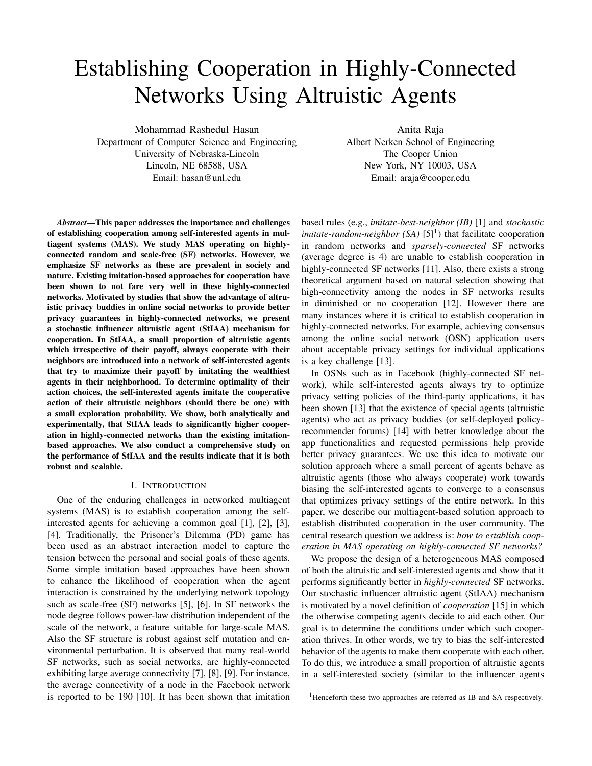# Establishing Cooperation in Highly-Connected Networks Using Altruistic Agents

Mohammad Rashedul Hasan
Department of Computer Science and Engineering
University of Nebraska-Lincoln
Lincoln, NE 68588, USA
Email: hasan@unl.edu

Anita Raja
Albert Nerken School of Engineering
The Cooper Union
New York, NY 10003, USA
Email: araja@cooper.edu

***Abstract*—This paper addresses the importance and challenges of establishing cooperation among self-interested agents in multiagent systems (MAS). We study MAS operating on highly-connected random and scale-free (SF) networks. However, we emphasize SF networks as these are prevalent in society and nature. Existing imitation-based approaches for cooperation have been shown to not fare very well in these highly-connected networks. Motivated by studies that show the advantage of altruistic privacy buddies in online social networks to provide better privacy guarantees in highly-connected networks, we present a stochastic influencer altruistic agent (StIAA) mechanism for cooperation. In StIAA, a small proportion of altruistic agents which irrespective of their payoff, always cooperate with their neighbors are introduced into a network of self-interested agents that try to maximize their payoff by imitating the wealthiest agents in their neighborhood. To determine optimality of their action choices, the self-interested agents imitate the cooperative action of their altruistic neighbors (should there be one) with a small exploration probability. We show, both analytically and experimentally, that StIAA leads to significantly higher cooperation in highly-connected networks than the existing imitation-based approaches. We also conduct a comprehensive study on the performance of StIAA and the results indicate that it is both robust and scalable.**

## I. Introduction

One of the enduring challenges in networked multiagent systems (MAS) is to establish cooperation among the self-interested agents for achieving a common goal [1], [2], [3], [4]. Traditionally, the Prisoner's Dilemma (PD) game has been used as an abstract interaction model to capture the tension between the personal and social goals of these agents. Some simple imitation based approaches have been shown to enhance the likelihood of cooperation when the agent interaction is constrained by the underlying network topology such as scale-free (SF) networks [5], [6]. In SF networks the node degree follows power-law distribution independent of the scale of the network, a feature suitable for large-scale MAS. Also the SF structure is robust against self mutation and environmental perturbation. It is observed that many real-world SF networks, such as social networks, are highly-connected exhibiting large average connectivity [7], [8], [9]. For instance, the average connectivity of a node in the Facebook network is reported to be 190 [10]. It has been shown that imitation based rules (e.g., *imitate-best-neighbor (IB)* [1] and *stochastic imitate-random-neighbor (SA)* [5][1]) that facilitate cooperation in random networks and *sparsely-connected* SF networks (average degree is 4) are unable to establish cooperation in highly-connected SF networks [11]. Also, there exists a strong theoretical argument based on natural selection showing that high-connectivity among the nodes in SF networks results in diminished or no cooperation [12]. However there are many instances where it is critical to establish cooperation in highly-connected networks. For example, achieving consensus among the online social network (OSN) application users about acceptable privacy settings for individual applications is a key challenge [13].

In OSNs such as in Facebook (highly-connected SF network), while self-interested agents always try to optimize privacy setting policies of the third-party applications, it has been shown [13] that the existence of special agents (altruistic agents) who act as privacy buddies (or self-deployed policy-recommender forums) [14] with better knowledge about the app functionalities and requested permissions help provide better privacy guarantees. We use this idea to motivate our solution approach where a small percent of agents behave as altruistic agents (those who always cooperate) work towards biasing the self-interested agents to converge to a consensus that optimizes privacy settings of the entire network. In this paper, we describe our multiagent-based solution approach to establish distributed cooperation in the user community. The central research question we address is: *how to establish cooperation in MAS operating on highly-connected SF networks?*

We propose the design of a heterogeneous MAS composed of both the altruistic and self-interested agents and show that it performs significantly better in *highly-connected* SF networks. Our stochastic influencer altruistic agent (StIAA) mechanism is motivated by a novel definition of *cooperation* [15] in which the otherwise competing agents decide to aid each other. Our goal is to determine the conditions under which such cooperation thrives. In other words, we try to bias the self-interested behavior of the agents to make them cooperate with each other. To do this, we introduce a small proportion of altruistic agents in a self-interested society (similar to the influencer agents

[1] Henceforth these two approaches are referred as IB and SA respectively.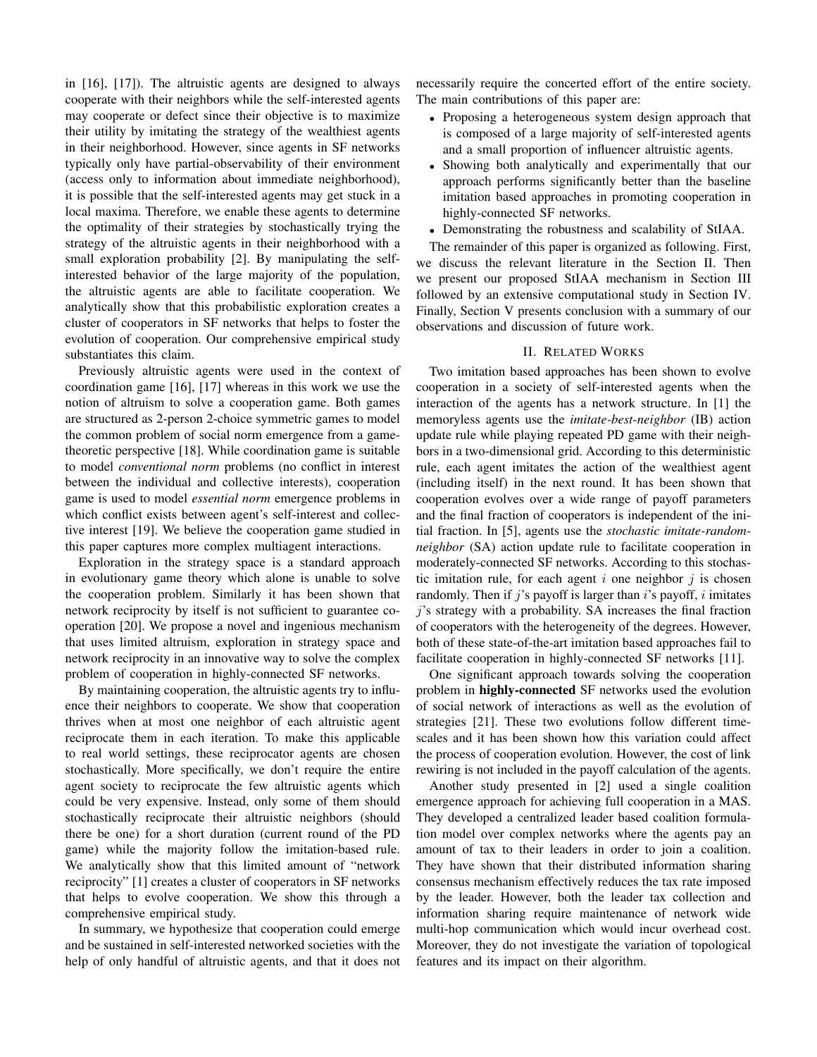in [16], [17]). The altruistic agents are designed to always cooperate with their neighbors while the self-interested agents may cooperate or defect since their objective is to maximize their utility by imitating the strategy of the wealthiest agents in their neighborhood. However, since agents in SF networks typically only have partial-observability of their environment (access only to information about immediate neighborhood), it is possible that the self-interested agents may get stuck in a local maxima. Therefore, we enable these agents to determine the optimality of their strategies by stochastically trying the strategy of the altruistic agents in their neighborhood with a small exploration probability [2]. By manipulating the self-interested behavior of the large majority of the population, the altruistic agents are able to facilitate cooperation. We analytically show that this probabilistic exploration creates a cluster of cooperators in SF networks that helps to foster the evolution of cooperation. Our comprehensive empirical study substantiates this claim.

Previously altruistic agents were used in the context of coordination game [16], [17] whereas in this work we use the notion of altruism to solve a cooperation game. Both games are structured as 2-person 2-choice symmetric games to model the common problem of social norm emergence from a game-theoretic perspective [18]. While coordination game is suitable to model *conventional norm* problems (no conflict in interest between the individual and collective interests), cooperation game is used to model *essential norm* emergence problems in which conflict exists between agent's self-interest and collective interest [19]. We believe the cooperation game studied in this paper captures more complex multiagent interactions.

Exploration in the strategy space is a standard approach in evolutionary game theory which alone is unable to solve the cooperation problem. Similarly it has been shown that network reciprocity by itself is not sufficient to guarantee cooperation [20]. We propose a novel and ingenious mechanism that uses limited altruism, exploration in strategy space and network reciprocity in an innovative way to solve the complex problem of cooperation in highly-connected SF networks.

By maintaining cooperation, the altruistic agents try to influence their neighbors to cooperate. We show that cooperation thrives when at most one neighbor of each altruistic agent reciprocate them in each iteration. To make this applicable to real world settings, these reciprocator agents are chosen stochastically. More specifically, we don't require the entire agent society to reciprocate the few altruistic agents which could be very expensive. Instead, only some of them should stochastically reciprocate their altruistic neighbors (should there be one) for a short duration (current round of the PD game) while the majority follow the imitation-based rule. We analytically show that this limited amount of "network reciprocity" [1] creates a cluster of cooperators in SF networks that helps to evolve cooperation. We show this through a comprehensive empirical study.

In summary, we hypothesize that cooperation could emerge and be sustained in self-interested networked societies with the help of only handful of altruistic agents, and that it does not necessarily require the concerted effort of the entire society. The main contributions of this paper are:

- Proposing a heterogeneous system design approach that is composed of a large majority of self-interested agents and a small proportion of influencer altruistic agents.
- Showing both analytically and experimentally that our approach performs significantly better than the baseline imitation based approaches in promoting cooperation in highly-connected SF networks.
- Demonstrating the robustness and scalability of StIAA.

The remainder of this paper is organized as following. First, we discuss the relevant literature in the Section II. Then we present our proposed StIAA mechanism in Section III followed by an extensive computational study in Section IV. Finally, Section V presents conclusion with a summary of our observations and discussion of future work.

## II. Related Works

Two imitation based approaches has been shown to evolve cooperation in a society of self-interested agents when the interaction of the agents has a network structure. In [1] the memoryless agents use the *imitate-best-neighbor* (IB) action update rule while playing repeated PD game with their neighbors in a two-dimensional grid. According to this deterministic rule, each agent imitates the action of the wealthiest agent (including itself) in the next round. It has been shown that cooperation evolves over a wide range of payoff parameters and the final fraction of cooperators is independent of the initial fraction. In [5], agents use the *stochastic imitate-random-neighbor* (SA) action update rule to facilitate cooperation in moderately-connected SF networks. According to this stochastic imitation rule, for each agent $i$ one neighbor $j$ is chosen randomly. Then if $j$'s payoff is larger than $i$'s payoff, $i$ imitates $j$'s strategy with a probability. SA increases the final fraction of cooperators with the heterogeneity of the degrees. However, both of these state-of-the-art imitation based approaches fail to facilitate cooperation in highly-connected SF networks [11].

One significant approach towards solving the cooperation problem in **highly-connected** SF networks used the evolution of social network of interactions as well as the evolution of strategies [21]. These two evolutions follow different time-scales and it has been shown how this variation could affect the process of cooperation evolution. However, the cost of link rewiring is not included in the payoff calculation of the agents.

Another study presented in [2] used a single coalition emergence approach for achieving full cooperation in a MAS. They developed a centralized leader based coalition formulation model over complex networks where the agents pay an amount of tax to their leaders in order to join a coalition. They have shown that their distributed information sharing consensus mechanism effectively reduces the tax rate imposed by the leader. However, both the leader tax collection and information sharing require maintenance of network wide multi-hop communication which would incur overhead cost. Moreover, they do not investigate the variation of topological features and its impact on their algorithm.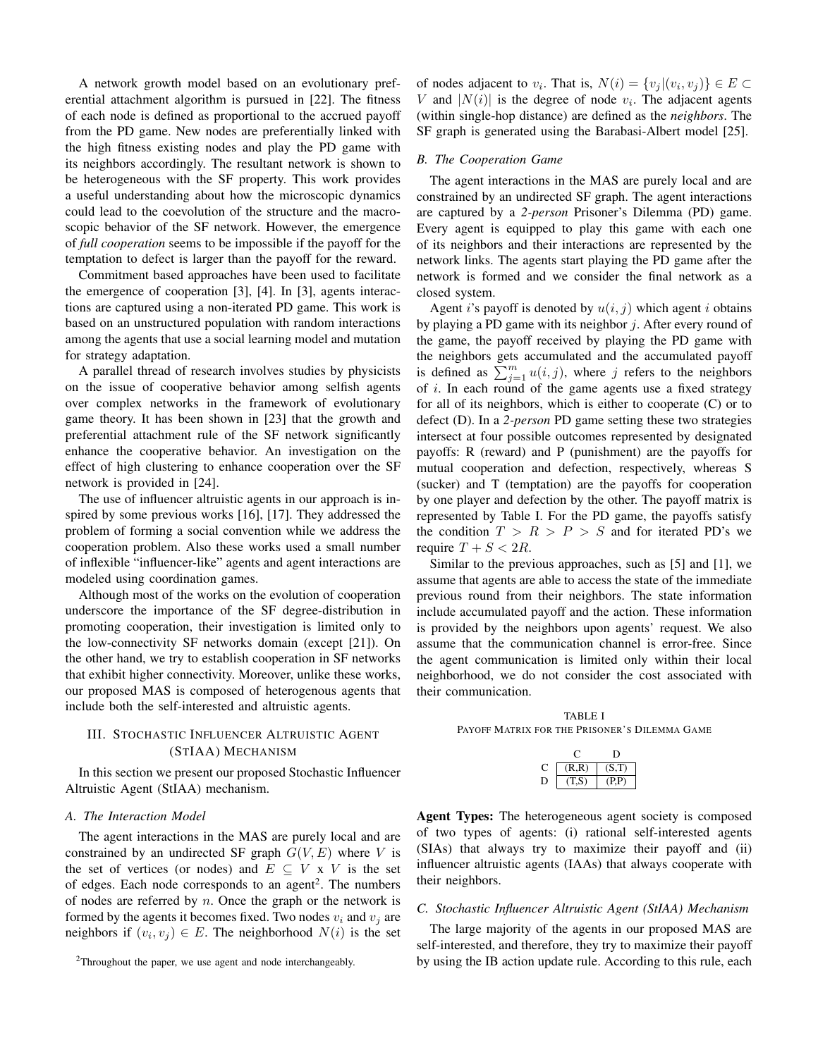A network growth model based on an evolutionary preferential attachment algorithm is pursued in [22]. The fitness of each node is defined as proportional to the accrued payoff from the PD game. New nodes are preferentially linked with the high fitness existing nodes and play the PD game with its neighbors accordingly. The resultant network is shown to be heterogeneous with the SF property. This work provides a useful understanding about how the microscopic dynamics could lead to the coevolution of the structure and the macroscopic behavior of the SF network. However, the emergence of *full cooperation* seems to be impossible if the payoff for the temptation to defect is larger than the payoff for the reward.

Commitment based approaches have been used to facilitate the emergence of cooperation [3], [4]. In [3], agents interactions are captured using a non-iterated PD game. This work is based on an unstructured population with random interactions among the agents that use a social learning model and mutation for strategy adaptation.

A parallel thread of research involves studies by physicists on the issue of cooperative behavior among selfish agents over complex networks in the framework of evolutionary game theory. It has been shown in [23] that the growth and preferential attachment rule of the SF network significantly enhance the cooperative behavior. An investigation on the effect of high clustering to enhance cooperation over the SF network is provided in [24].

The use of influencer altruistic agents in our approach is inspired by some previous works [16], [17]. They addressed the problem of forming a social convention while we address the cooperation problem. Also these works used a small number of inflexible "influencer-like" agents and agent interactions are modeled using coordination games.

Although most of the works on the evolution of cooperation underscore the importance of the SF degree-distribution in promoting cooperation, their investigation is limited only to the low-connectivity SF networks domain (except [21]). On the other hand, we try to establish cooperation in SF networks that exhibit higher connectivity. Moreover, unlike these works, our proposed MAS is composed of heterogenous agents that include both the self-interested and altruistic agents.

## III. Stochastic Influencer Altruistic Agent (StIAA) Mechanism

In this section we present our proposed Stochastic Influencer Altruistic Agent (StIAA) mechanism.

### A. The Interaction Model

The agent interactions in the MAS are purely local and are constrained by an undirected SF graph $G(V, E)$ where $V$ is the set of vertices (or nodes) and $E \subseteq V$ x $V$ is the set of edges. Each node corresponds to an agent[2]. The numbers of nodes are referred by $n$. Once the graph or the network is formed by the agents it becomes fixed. Two nodes $v_i$ and $v_j$ are neighbors if $(v_i, v_j) \in E$. The neighborhood $N(i)$ is the set of nodes adjacent to $v_i$. That is, $N(i) = \{v_j | (v_i, v_j)\} \in E \subset V$ and $|N(i)|$ is the degree of node $v_i$. The adjacent agents (within single-hop distance) are defined as the *neighbors*. The SF graph is generated using the Barabasi-Albert model [25].

[2]Throughout the paper, we use agent and node interchangeably.

### B. The Cooperation Game

The agent interactions in the MAS are purely local and are constrained by an undirected SF graph. The agent interactions are captured by a *2-person* Prisoner's Dilemma (PD) game. Every agent is equipped to play this game with each one of its neighbors and their interactions are represented by the network links. The agents start playing the PD game after the network is formed and we consider the final network as a closed system.

Agent $i$'s payoff is denoted by $u(i, j)$ which agent $i$ obtains by playing a PD game with its neighbor $j$. After every round of the game, the payoff received by playing the PD game with the neighbors gets accumulated and the accumulated payoff is defined as $\sum_{j=1}^{m} u(i, j)$, where $j$ refers to the neighbors of $i$. In each round of the game agents use a fixed strategy for all of its neighbors, which is either to cooperate (C) or to defect (D). In a *2-person* PD game setting these two strategies intersect at four possible outcomes represented by designated payoffs: R (reward) and P (punishment) are the payoffs for mutual cooperation and defection, respectively, whereas S (sucker) and T (temptation) are the payoffs for cooperation by one player and defection by the other. The payoff matrix is represented by Table I. For the PD game, the payoffs satisfy the condition $T > R > P > S$ and for iterated PD's we require $T + S < 2R$.

Similar to the previous approaches, such as [5] and [1], we assume that agents are able to access the state of the immediate previous round from their neighbors. The state information include accumulated payoff and the action. These information is provided by the neighbors upon agents' request. We also assume that the communication channel is error-free. Since the agent communication is limited only within their local neighborhood, we do not consider the cost associated with their communication.

TABLE I
Payoff Matrix for the Prisoner's Dilemma Game

| | C | D |
|---|---|---|
| C | (R,R) | (S,T) |
| D | (T,S) | (P,P) |

**Agent Types:** The heterogeneous agent society is composed of two types of agents: (i) rational self-interested agents (SIAs) that always try to maximize their payoff and (ii) influencer altruistic agents (IAAs) that always cooperate with their neighbors.

### C. Stochastic Influencer Altruistic Agent (StIAA) Mechanism

The large majority of the agents in our proposed MAS are self-interested, and therefore, they try to maximize their payoff by using the IB action update rule. According to this rule, each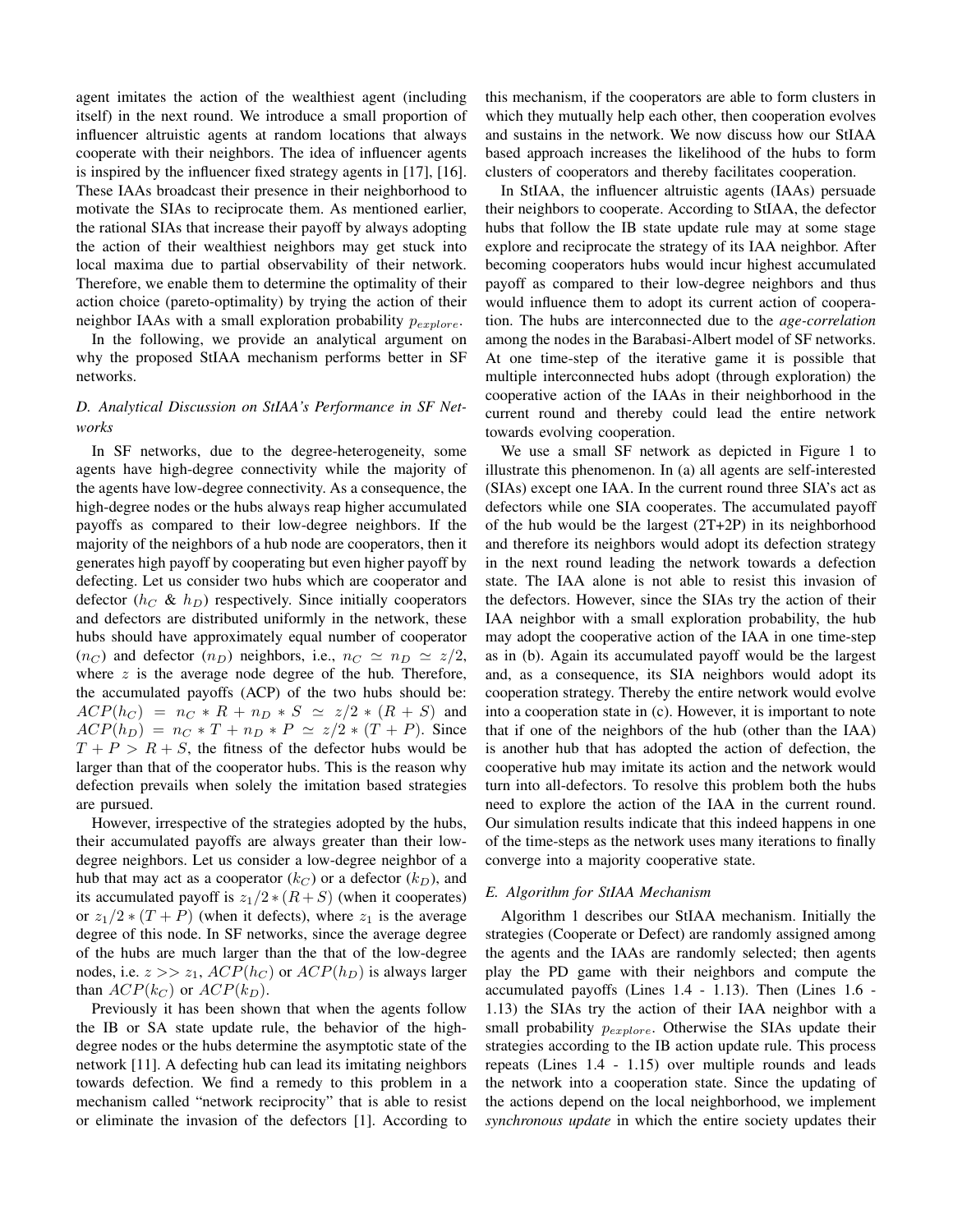agent imitates the action of the wealthiest agent (including itself) in the next round. We introduce a small proportion of influencer altruistic agents at random locations that always cooperate with their neighbors. The idea of influencer agents is inspired by the influencer fixed strategy agents in [17], [16]. These IAAs broadcast their presence in their neighborhood to motivate the SIAs to reciprocate them. As mentioned earlier, the rational SIAs that increase their payoff by always adopting the action of their wealthiest neighbors may get stuck into local maxima due to partial observability of their network. Therefore, we enable them to determine the optimality of their action choice (pareto-optimality) by trying the action of their neighbor IAAs with a small exploration probability $p_{explore}$.

In the following, we provide an analytical argument on why the proposed StIAA mechanism performs better in SF networks.

### D. Analytical Discussion on StIAA's Performance in SF Networks

In SF networks, due to the degree-heterogeneity, some agents have high-degree connectivity while the majority of the agents have low-degree connectivity. As a consequence, the high-degree nodes or the hubs always reap higher accumulated payoffs as compared to their low-degree neighbors. If the majority of the neighbors of a hub node are cooperators, then it generates high payoff by cooperating but even higher payoff by defecting. Let us consider two hubs which are cooperator and defector ($h_C$ & $h_D$) respectively. Since initially cooperators and defectors are distributed uniformly in the network, these hubs should have approximately equal number of cooperator ($n_C$) and defector ($n_D$) neighbors, i.e., $n_C \simeq n_D \simeq z/2$, where $z$ is the average node degree of the hub. Therefore, the accumulated payoffs (ACP) of the two hubs should be: $ACP(h_C) = n_C * R + n_D * S \simeq z/2 * (R + S)$ and $ACP(h_D) = n_C * T + n_D * P \simeq z/2 * (T + P)$. Since $T + P > R + S$, the fitness of the defector hubs would be larger than that of the cooperator hubs. This is the reason why defection prevails when solely the imitation based strategies are pursued.

However, irrespective of the strategies adopted by the hubs, their accumulated payoffs are always greater than their low-degree neighbors. Let us consider a low-degree neighbor of a hub that may act as a cooperator ($k_C$) or a defector ($k_D$), and its accumulated payoff is $z_1/2 * (R+S)$ (when it cooperates) or $z_1/2 * (T + P)$ (when it defects), where $z_1$ is the average degree of this node. In SF networks, since the average degree of the hubs are much larger than the that of the low-degree nodes, i.e. $z >> z_1$, $ACP(h_C)$ or $ACP(h_D)$ is always larger than $ACP(k_C)$ or $ACP(k_D)$.

Previously it has been shown that when the agents follow the IB or SA state update rule, the behavior of the high-degree nodes or the hubs determine the asymptotic state of the network [11]. A defecting hub can lead its imitating neighbors towards defection. We find a remedy to this problem in a mechanism called "network reciprocity" that is able to resist or eliminate the invasion of the defectors [1]. According to this mechanism, if the cooperators are able to form clusters in which they mutually help each other, then cooperation evolves and sustains in the network. We now discuss how our StIAA based approach increases the likelihood of the hubs to form clusters of cooperators and thereby facilitates cooperation.

In StIAA, the influencer altruistic agents (IAAs) persuade their neighbors to cooperate. According to StIAA, the defector hubs that follow the IB state update rule may at some stage explore and reciprocate the strategy of its IAA neighbor. After becoming cooperators hubs would incur highest accumulated payoff as compared to their low-degree neighbors and thus would influence them to adopt its current action of cooperation. The hubs are interconnected due to the *age-correlation* among the nodes in the Barabasi-Albert model of SF networks. At one time-step of the iterative game it is possible that multiple interconnected hubs adopt (through exploration) the cooperative action of the IAAs in their neighborhood in the current round and thereby could lead the entire network towards evolving cooperation.

We use a small SF network as depicted in Figure 1 to illustrate this phenomenon. In (a) all agents are self-interested (SIAs) except one IAA. In the current round three SIA's act as defectors while one SIA cooperates. The accumulated payoff of the hub would be the largest (2T+2P) in its neighborhood and therefore its neighbors would adopt its defection strategy in the next round leading the network towards a defection state. The IAA alone is not able to resist this invasion of the defectors. However, since the SIAs try the action of their IAA neighbor with a small exploration probability, the hub may adopt the cooperative action of the IAA in one time-step as in (b). Again its accumulated payoff would be the largest and, as a consequence, its SIA neighbors would adopt its cooperation strategy. Thereby the entire network would evolve into a cooperation state in (c). However, it is important to note that if one of the neighbors of the hub (other than the IAA) is another hub that has adopted the action of defection, the cooperative hub may imitate its action and the network would turn into all-defectors. To resolve this problem both the hubs need to explore the action of the IAA in the current round. Our simulation results indicate that this indeed happens in one of the time-steps as the network uses many iterations to finally converge into a majority cooperative state.

### E. Algorithm for StIAA Mechanism

Algorithm 1 describes our StIAA mechanism. Initially the strategies (Cooperate or Defect) are randomly assigned among the agents and the IAAs are randomly selected; then agents play the PD game with their neighbors and compute the accumulated payoffs (Lines 1.4 - 1.13). Then (Lines 1.6 - 1.13) the SIAs try the action of their IAA neighbor with a small probability $p_{explore}$. Otherwise the SIAs update their strategies according to the IB action update rule. This process repeats (Lines 1.4 - 1.15) over multiple rounds and leads the network into a cooperation state. Since the updating of the actions depend on the local neighborhood, we implement *synchronous update* in which the entire society updates their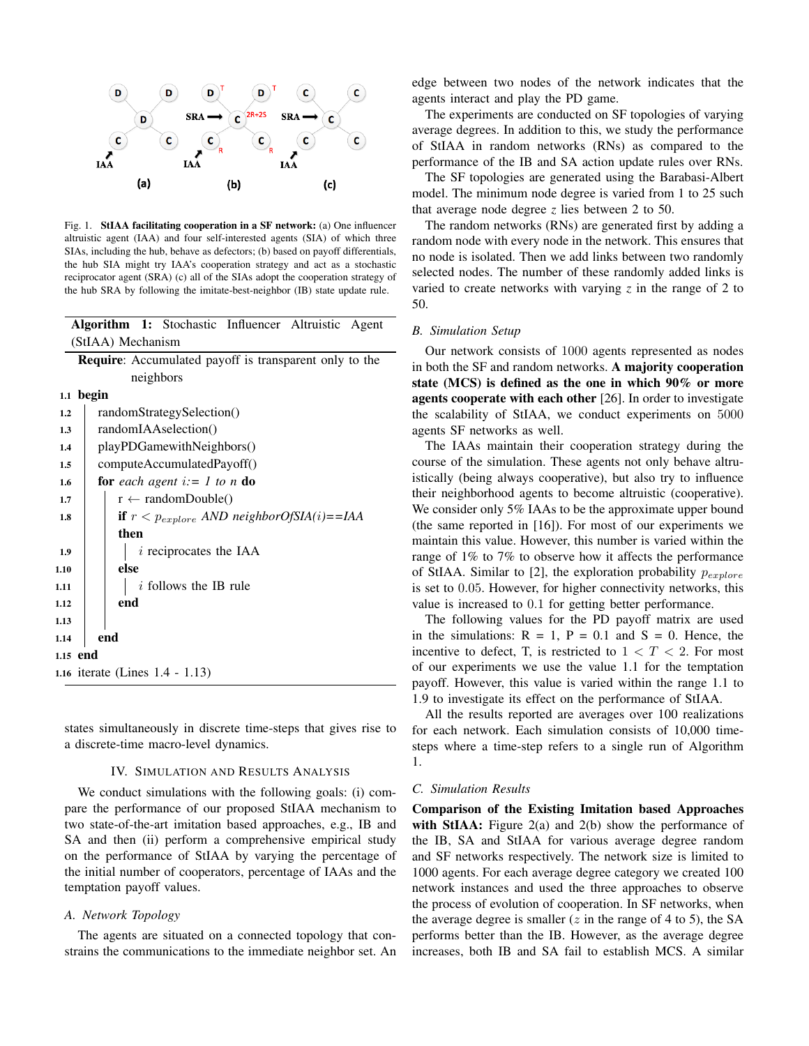Fig. 1. **StIAA facilitating cooperation in a SF network:** (a) One influencer altruistic agent (IAA) and four self-interested agents (SIA) of which three SIAs, including the hub, behave as defectors; (b) based on payoff differentials, the hub SIA might try IAA's cooperation strategy and act as a stochastic reciprocator agent (SRA) (c) all of the SIAs adopt the cooperation strategy of the hub SRA by following the imitate-best-neighbor (IB) state update rule.

**Algorithm 1:** Stochastic Influencer Altruistic Agent (StIAA) Mechanism

**Require**: Accumulated payoff is transparent only to the neighbors

```
1.1  begin
1.2      randomStrategySelection()
1.3      randomIAAselection()
1.4      playPDGamewithNeighbors()
1.5      computeAccumulatedPayoff()
1.6      for each agent i:= 1 to n do
1.7          r ← randomDouble()
1.8          if r < p_explore AND neighborOfSIA(i)==IAA then
1.9              i reciprocates the IAA
1.10         else
1.11             i follows the IB rule
1.12         end
1.13
1.14     end
1.15 end
1.16 iterate (Lines 1.4 - 1.13)
```

states simultaneously in discrete time-steps that gives rise to a discrete-time macro-level dynamics.

## IV. Simulation and Results Analysis

We conduct simulations with the following goals: (i) compare the performance of our proposed StIAA mechanism to two state-of-the-art imitation based approaches, e.g., IB and SA and then (ii) perform a comprehensive empirical study on the performance of StIAA by varying the percentage of the initial number of cooperators, percentage of IAAs and the temptation payoff values.

### A. Network Topology

The agents are situated on a connected topology that constrains the communications to the immediate neighbor set. An edge between two nodes of the network indicates that the agents interact and play the PD game.

The experiments are conducted on SF topologies of varying average degrees. In addition to this, we study the performance of StIAA in random networks (RNs) as compared to the performance of the IB and SA action update rules over RNs.

The SF topologies are generated using the Barabasi-Albert model. The minimum node degree is varied from 1 to 25 such that average node degree $z$ lies between 2 to 50.

The random networks (RNs) are generated first by adding a random node with every node in the network. This ensures that no node is isolated. Then we add links between two randomly selected nodes. The number of these randomly added links is varied to create networks with varying $z$ in the range of 2 to 50.

### B. Simulation Setup

Our network consists of 1000 agents represented as nodes in both the SF and random networks. **A majority cooperation state (MCS) is defined as the one in which 90% or more agents cooperate with each other** [26]. In order to investigate the scalability of StIAA, we conduct experiments on 5000 agents SF networks as well.

The IAAs maintain their cooperation strategy during the course of the simulation. These agents not only behave altruistically (being always cooperative), but also try to influence their neighborhood agents to become altruistic (cooperative). We consider only 5% IAAs to be the approximate upper bound (the same reported in [16]). For most of our experiments we maintain this value. However, this number is varied within the range of 1% to 7% to observe how it affects the performance of StIAA. Similar to [2], the exploration probability $p_{explore}$ is set to 0.05. However, for higher connectivity networks, this value is increased to 0.1 for getting better performance.

The following values for the PD payoff matrix are used in the simulations: R = 1, P = 0.1 and S = 0. Hence, the incentive to defect, T, is restricted to $1 < T < 2$. For most of our experiments we use the value 1.1 for the temptation payoff. However, this value is varied within the range 1.1 to 1.9 to investigate its effect on the performance of StIAA.

All the results reported are averages over 100 realizations for each network. Each simulation consists of 10,000 time-steps where a time-step refers to a single run of Algorithm 1.

### C. Simulation Results

**Comparison of the Existing Imitation based Approaches with StIAA:** Figure 2(a) and 2(b) show the performance of the IB, SA and StIAA for various average degree random and SF networks respectively. The network size is limited to 1000 agents. For each average degree category we created 100 network instances and used the three approaches to observe the process of evolution of cooperation. In SF networks, when the average degree is smaller ($z$ in the range of 4 to 5), the SA performs better than the IB. However, as the average degree increases, both IB and SA fail to establish MCS. A similar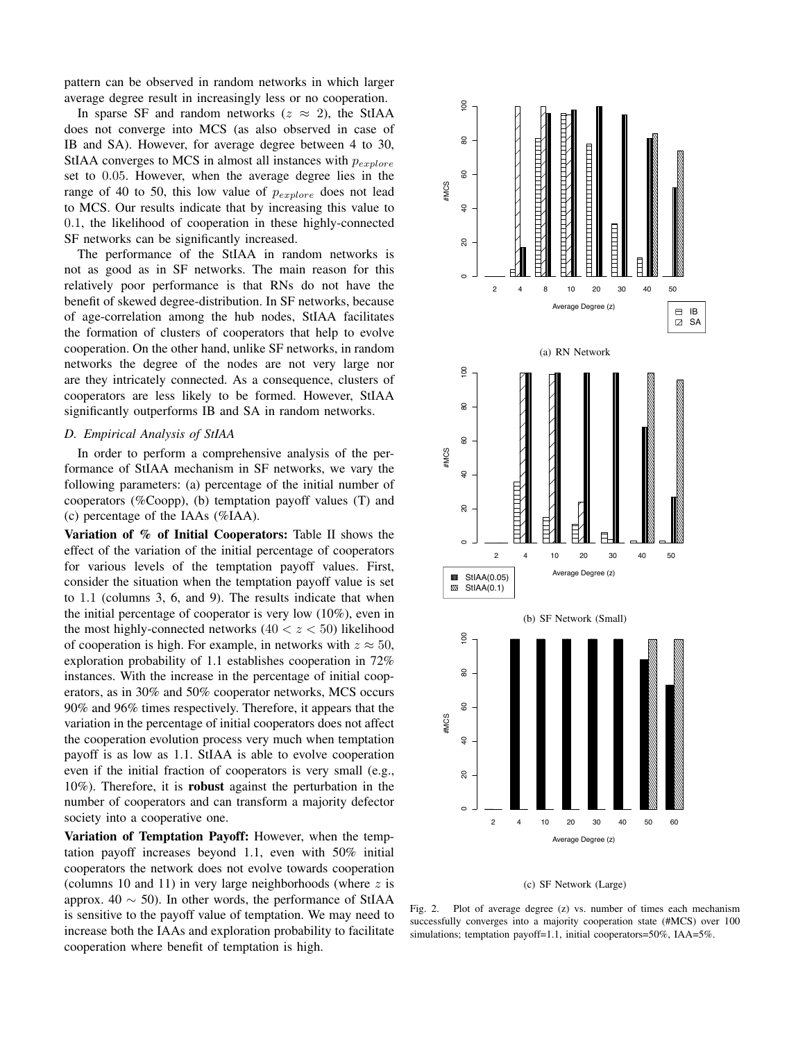pattern can be observed in random networks in which larger average degree result in increasingly less or no cooperation.

In sparse SF and random networks ($z \approx 2$), the StIAA does not converge into MCS (as also observed in case of IB and SA). However, for average degree between 4 to 30, StIAA converges to MCS in almost all instances with $p_{explore}$ set to 0.05. However, when the average degree lies in the range of 40 to 50, this low value of $p_{explore}$ does not lead to MCS. Our results indicate that by increasing this value to 0.1, the likelihood of cooperation in these highly-connected SF networks can be significantly increased.

The performance of the StIAA in random networks is not as good as in SF networks. The main reason for this relatively poor performance is that RNs do not have the benefit of skewed degree-distribution. In SF networks, because of age-correlation among the hub nodes, StIAA facilitates the formation of clusters of cooperators that help to evolve cooperation. On the other hand, unlike SF networks, in random networks the degree of the nodes are not very large nor are they intricately connected. As a consequence, clusters of cooperators are less likely to be formed. However, StIAA significantly outperforms IB and SA in random networks.

### D. Empirical Analysis of StIAA

In order to perform a comprehensive analysis of the performance of StIAA mechanism in SF networks, we vary the following parameters: (a) percentage of the initial number of cooperators (%Coopp), (b) temptation payoff values (T) and (c) percentage of the IAAs (%IAA).

**Variation of % of Initial Cooperators:** Table II shows the effect of the variation of the initial percentage of cooperators for various levels of the temptation payoff values. First, consider the situation when the temptation payoff value is set to 1.1 (columns 3, 6, and 9). The results indicate that when the initial percentage of cooperator is very low (10%), even in the most highly-connected networks ($40 < z < 50$) likelihood of cooperation is high. For example, in networks with $z \approx 50$, exploration probability of 1.1 establishes cooperation in 72% instances. With the increase in the percentage of initial cooperators, as in 30% and 50% cooperator networks, MCS occurs 90% and 96% times respectively. Therefore, it appears that the variation in the percentage of initial cooperators does not affect the cooperation evolution process very much when temptation payoff is as low as 1.1. StIAA is able to evolve cooperation even if the initial fraction of cooperators is very small (e.g., 10%). Therefore, it is **robust** against the perturbation in the number of cooperators and can transform a majority defector society into a cooperative one.

**Variation of Temptation Payoff:** However, when the temptation payoff increases beyond 1.1, even with 50% initial cooperators the network does not evolve towards cooperation (columns 10 and 11) in very large neighborhoods (where $z$ is approx. 40 $\sim$ 50). In other words, the performance of StIAA is sensitive to the payoff value of temptation. We may need to increase both the IAAs and exploration probability to facilitate cooperation where benefit of temptation is high.

(a) RN Network

(b) SF Network (Small)

(c) SF Network (Large)

Fig. 2. Plot of average degree (z) vs. number of times each mechanism successfully converges into a majority cooperation state (#MCS) over 100 simulations; temptation payoff=1.1, initial cooperators=50%, IAA=5%.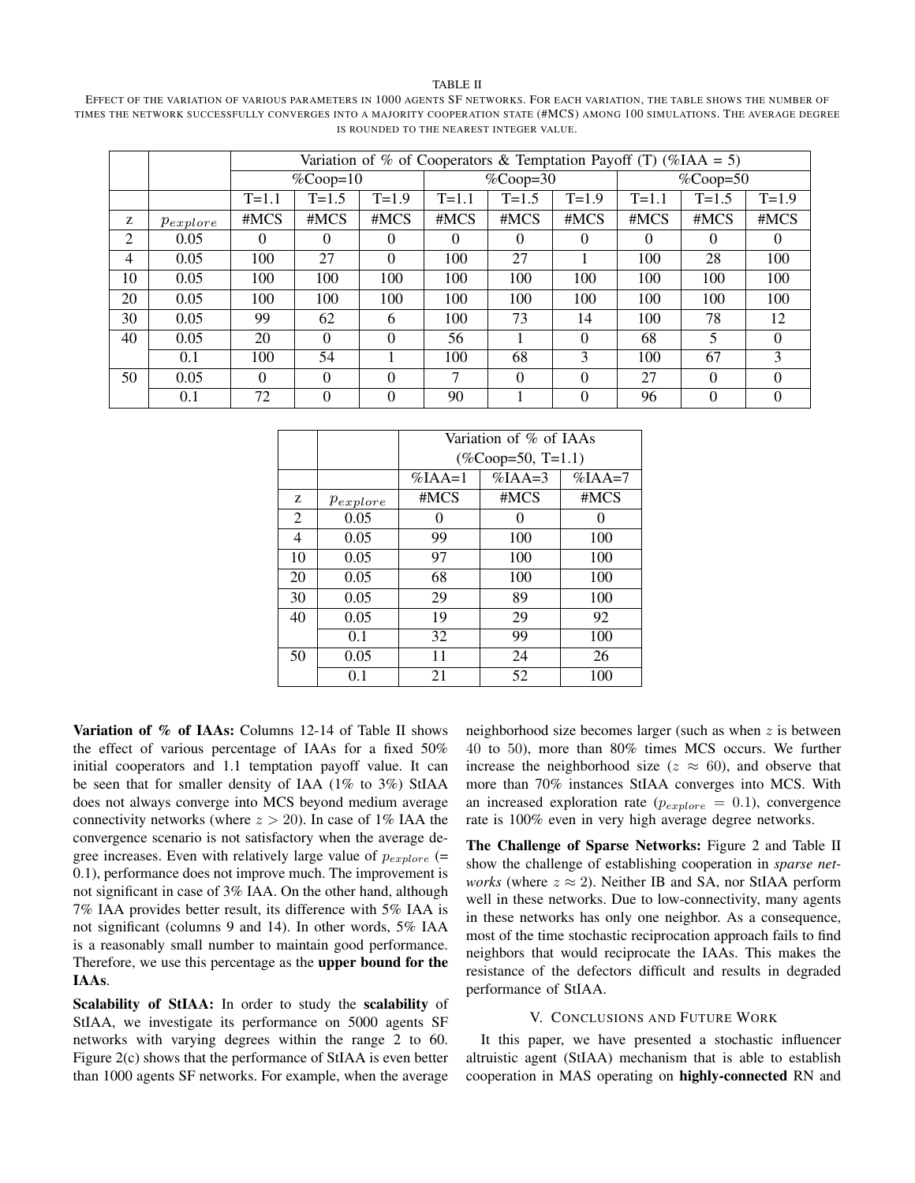TABLE II

EFFECT OF THE VARIATION OF VARIOUS PARAMETERS IN 1000 AGENTS SF NETWORKS. FOR EACH VARIATION, THE TABLE SHOWS THE NUMBER OF TIMES THE NETWORK SUCCESSFULLY CONVERGES INTO A MAJORITY COOPERATION STATE (#MCS) AMONG 100 SIMULATIONS. THE AVERAGE DEGREE IS ROUNDED TO THE NEAREST INTEGER VALUE.

| | | Variation of % of Cooperators & Temptation Payoff (T) (%IAA = 5) | | | | | | | | |
|---|---|---|---|---|---|---|---|---|---|---|
| | | %Coop=10 | | | %Coop=30 | | | %Coop=50 | | |
| | | T=1.1 | T=1.5 | T=1.9 | T=1.1 | T=1.5 | T=1.9 | T=1.1 | T=1.5 | T=1.9 |
| z | $p_{explore}$ | #MCS | #MCS | #MCS | #MCS | #MCS | #MCS | #MCS | #MCS | #MCS |
| 2 | 0.05 | 0 | 0 | 0 | 0 | 0 | 0 | 0 | 0 | 0 |
| 4 | 0.05 | 100 | 27 | 0 | 100 | 27 | 1 | 100 | 28 | 100 |
| 10 | 0.05 | 100 | 100 | 100 | 100 | 100 | 100 | 100 | 100 | 100 |
| 20 | 0.05 | 100 | 100 | 100 | 100 | 100 | 100 | 100 | 100 | 100 |
| 30 | 0.05 | 99 | 62 | 6 | 100 | 73 | 14 | 100 | 78 | 12 |
| 40 | 0.05 | 20 | 0 | 0 | 56 | 1 | 0 | 68 | 5 | 0 |
| | 0.1 | 100 | 54 | 1 | 100 | 68 | 3 | 100 | 67 | 3 |
| 50 | 0.05 | 0 | 0 | 0 | 7 | 0 | 0 | 27 | 0 | 0 |
| | 0.1 | 72 | 0 | 0 | 90 | 1 | 0 | 96 | 0 | 0 |

| | | Variation of % of IAAs (%Coop=50, T=1.1) | | |
|---|---|---|---|---|
| | | %IAA=1 | %IAA=3 | %IAA=7 |
| z | $p_{explore}$ | #MCS | #MCS | #MCS |
| 2 | 0.05 | 0 | 0 | 0 |
| 4 | 0.05 | 99 | 100 | 100 |
| 10 | 0.05 | 97 | 100 | 100 |
| 20 | 0.05 | 68 | 100 | 100 |
| 30 | 0.05 | 29 | 89 | 100 |
| 40 | 0.05 | 19 | 29 | 92 |
| | 0.1 | 32 | 99 | 100 |
| 50 | 0.05 | 11 | 24 | 26 |
| | 0.1 | 21 | 52 | 100 |

**Variation of % of IAAs:** Columns 12-14 of Table II shows the effect of various percentage of IAAs for a fixed 50% initial cooperators and 1.1 temptation payoff value. It can be seen that for smaller density of IAA (1% to 3%) StIAA does not always converge into MCS beyond medium average connectivity networks (where $z > 20$). In case of 1% IAA the convergence scenario is not satisfactory when the average degree increases. Even with relatively large value of $p_{explore}$ (= 0.1), performance does not improve much. The improvement is not significant in case of 3% IAA. On the other hand, although 7% IAA provides better result, its difference with 5% IAA is not significant (columns 9 and 14). In other words, 5% IAA is a reasonably small number to maintain good performance. Therefore, we use this percentage as the **upper bound for the IAAs**.

**Scalability of StIAA:** In order to study the **scalability** of StIAA, we investigate its performance on 5000 agents SF networks with varying degrees within the range 2 to 60. Figure 2(c) shows that the performance of StIAA is even better than 1000 agents SF networks. For example, when the average neighborhood size becomes larger (such as when $z$ is between 40 to 50), more than 80% times MCS occurs. We further increase the neighborhood size ($z \approx 60$), and observe that more than 70% instances StIAA converges into MCS. With an increased exploration rate ($p_{explore} = 0.1$), convergence rate is 100% even in very high average degree networks.

**The Challenge of Sparse Networks:** Figure 2 and Table II show the challenge of establishing cooperation in *sparse networks* (where $z \approx 2$). Neither IB and SA, nor StIAA perform well in these networks. Due to low-connectivity, many agents in these networks has only one neighbor. As a consequence, most of the time stochastic reciprocation approach fails to find neighbors that would reciprocate the IAAs. This makes the resistance of the defectors difficult and results in degraded performance of StIAA.

## V. CONCLUSIONS AND FUTURE WORK

It this paper, we have presented a stochastic influencer altruistic agent (StIAA) mechanism that is able to establish cooperation in MAS operating on **highly-connected** RN and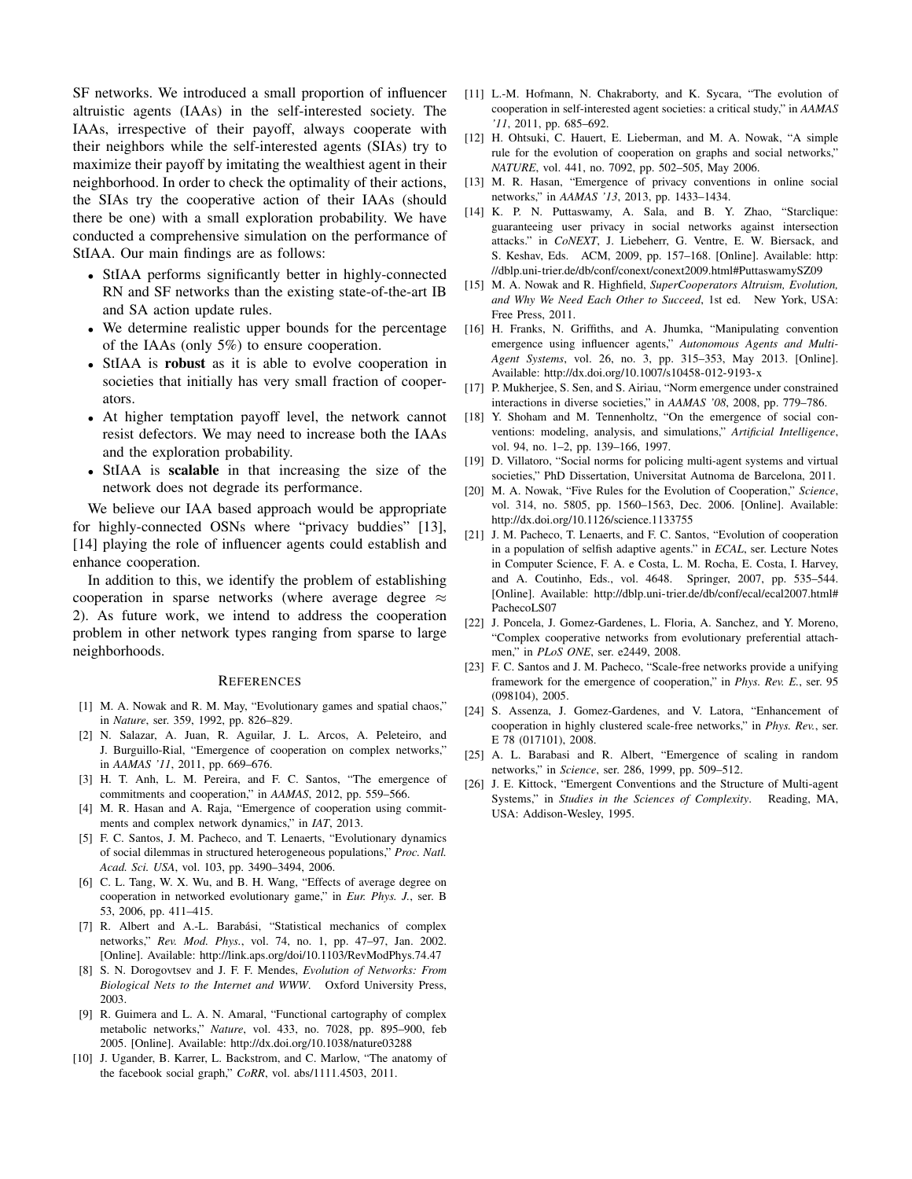SF networks. We introduced a small proportion of influencer altruistic agents (IAAs) in the self-interested society. The IAAs, irrespective of their payoff, always cooperate with their neighbors while the self-interested agents (SIAs) try to maximize their payoff by imitating the wealthiest agent in their neighborhood. In order to check the optimality of their actions, the SIAs try the cooperative action of their IAAs (should there be one) with a small exploration probability. We have conducted a comprehensive simulation on the performance of StIAA. Our main findings are as follows:

- StIAA performs significantly better in highly-connected RN and SF networks than the existing state-of-the-art IB and SA action update rules.
- We determine realistic upper bounds for the percentage of the IAAs (only 5%) to ensure cooperation.
- StIAA is **robust** as it is able to evolve cooperation in societies that initially has very small fraction of cooperators.
- At higher temptation payoff level, the network cannot resist defectors. We may need to increase both the IAAs and the exploration probability.
- StIAA is **scalable** in that increasing the size of the network does not degrade its performance.

We believe our IAA based approach would be appropriate for highly-connected OSNs where "privacy buddies" [13], [14] playing the role of influencer agents could establish and enhance cooperation.

In addition to this, we identify the problem of establishing cooperation in sparse networks (where average degree $\approx 2$). As future work, we intend to address the cooperation problem in other network types ranging from sparse to large neighborhoods.

## References

[1] M. A. Nowak and R. M. May, "Evolutionary games and spatial chaos," in *Nature*, ser. 359, 1992, pp. 826–829.

[2] N. Salazar, A. Juan, R. Aguilar, J. L. Arcos, A. Peleteiro, and J. Burguillo-Rial, "Emergence of cooperation on complex networks," in *AAMAS '11*, 2011, pp. 669–676.

[3] H. T. Anh, L. M. Pereira, and F. C. Santos, "The emergence of commitments and cooperation," in *AAMAS*, 2012, pp. 559–566.

[4] M. R. Hasan and A. Raja, "Emergence of cooperation using commitments and complex network dynamics," in *IAT*, 2013.

[5] F. C. Santos, J. M. Pacheco, and T. Lenaerts, "Evolutionary dynamics of social dilemmas in structured heterogeneous populations," *Proc. Natl. Acad. Sci. USA*, vol. 103, pp. 3490–3494, 2006.

[6] C. L. Tang, W. X. Wu, and B. H. Wang, "Effects of average degree on cooperation in networked evolutionary game," in *Eur. Phys. J.*, ser. B 53, 2006, pp. 411–415.

[7] R. Albert and A.-L. Barabási, "Statistical mechanics of complex networks," *Rev. Mod. Phys.*, vol. 74, no. 1, pp. 47–97, Jan. 2002. [Online]. Available: http://link.aps.org/doi/10.1103/RevModPhys.74.47

[8] S. N. Dorogovtsev and J. F. F. Mendes, *Evolution of Networks: From Biological Nets to the Internet and WWW*. Oxford University Press, 2003.

[9] R. Guimera and L. A. N. Amaral, "Functional cartography of complex metabolic networks," *Nature*, vol. 433, no. 7028, pp. 895–900, feb 2005. [Online]. Available: http://dx.doi.org/10.1038/nature03288

[10] J. Ugander, B. Karrer, L. Backstrom, and C. Marlow, "The anatomy of the facebook social graph," *CoRR*, vol. abs/1111.4503, 2011.

[11] L.-M. Hofmann, N. Chakraborty, and K. Sycara, "The evolution of cooperation in self-interested agent societies: a critical study," in *AAMAS '11*, 2011, pp. 685–692.

[12] H. Ohtsuki, C. Hauert, E. Lieberman, and M. A. Nowak, "A simple rule for the evolution of cooperation on graphs and social networks," *NATURE*, vol. 441, no. 7092, pp. 502–505, May 2006.

[13] M. R. Hasan, "Emergence of privacy conventions in online social networks," in *AAMAS '13*, 2013, pp. 1433–1434.

[14] K. P. N. Puttaswamy, A. Sala, and B. Y. Zhao, "Starclique: guaranteeing user privacy in social networks against intersection attacks." in *CoNEXT*, J. Liebeherr, G. Ventre, E. W. Biersack, and S. Keshav, Eds. ACM, 2009, pp. 157–168. [Online]. Available: http://dblp.uni-trier.de/db/conf/conext/conext2009.html#PuttaswamySZ09

[15] M. A. Nowak and R. Highfield, *SuperCooperators Altruism, Evolution, and Why We Need Each Other to Succeed*, 1st ed. New York, USA: Free Press, 2011.

[16] H. Franks, N. Griffiths, and A. Jhumka, "Manipulating convention emergence using influencer agents," *Autonomous Agents and Multi-Agent Systems*, vol. 26, no. 3, pp. 315–353, May 2013. [Online]. Available: http://dx.doi.org/10.1007/s10458-012-9193-x

[17] P. Mukherjee, S. Sen, and S. Airiau, "Norm emergence under constrained interactions in diverse societies," in *AAMAS '08*, 2008, pp. 779–786.

[18] Y. Shoham and M. Tennenholtz, "On the emergence of social conventions: modeling, analysis, and simulations," *Artificial Intelligence*, vol. 94, no. 1–2, pp. 139–166, 1997.

[19] D. Villatoro, "Social norms for policing multi-agent systems and virtual societies," PhD Dissertation, Universitat Autnoma de Barcelona, 2011.

[20] M. A. Nowak, "Five Rules for the Evolution of Cooperation," *Science*, vol. 314, no. 5805, pp. 1560–1563, Dec. 2006. [Online]. Available: http://dx.doi.org/10.1126/science.1133755

[21] J. M. Pacheco, T. Lenaerts, and F. C. Santos, "Evolution of cooperation in a population of selfish adaptive agents." in *ECAL*, ser. Lecture Notes in Computer Science, F. A. e Costa, L. M. Rocha, E. Costa, I. Harvey, and A. Coutinho, Eds., vol. 4648. Springer, 2007, pp. 535–544. [Online]. Available: http://dblp.uni-trier.de/db/conf/ecal/ecal2007.html#PachecoLS07

[22] J. Poncela, J. Gomez-Gardenes, L. Floria, A. Sanchez, and Y. Moreno, "Complex cooperative networks from evolutionary preferential attachmen," in *PLoS ONE*, ser. e2449, 2008.

[23] F. C. Santos and J. M. Pacheco, "Scale-free networks provide a unifying framework for the emergence of cooperation," in *Phys. Rev. E.*, ser. 95 (098104), 2005.

[24] S. Assenza, J. Gomez-Gardenes, and V. Latora, "Enhancement of cooperation in highly clustered scale-free networks," in *Phys. Rev.*, ser. E 78 (017101), 2008.

[25] A. L. Barabasi and R. Albert, "Emergence of scaling in random networks," in *Science*, ser. 286, 1999, pp. 509–512.

[26] J. E. Kittock, "Emergent Conventions and the Structure of Multi-agent Systems," in *Studies in the Sciences of Complexity*. Reading, MA, USA: Addison-Wesley, 1995.